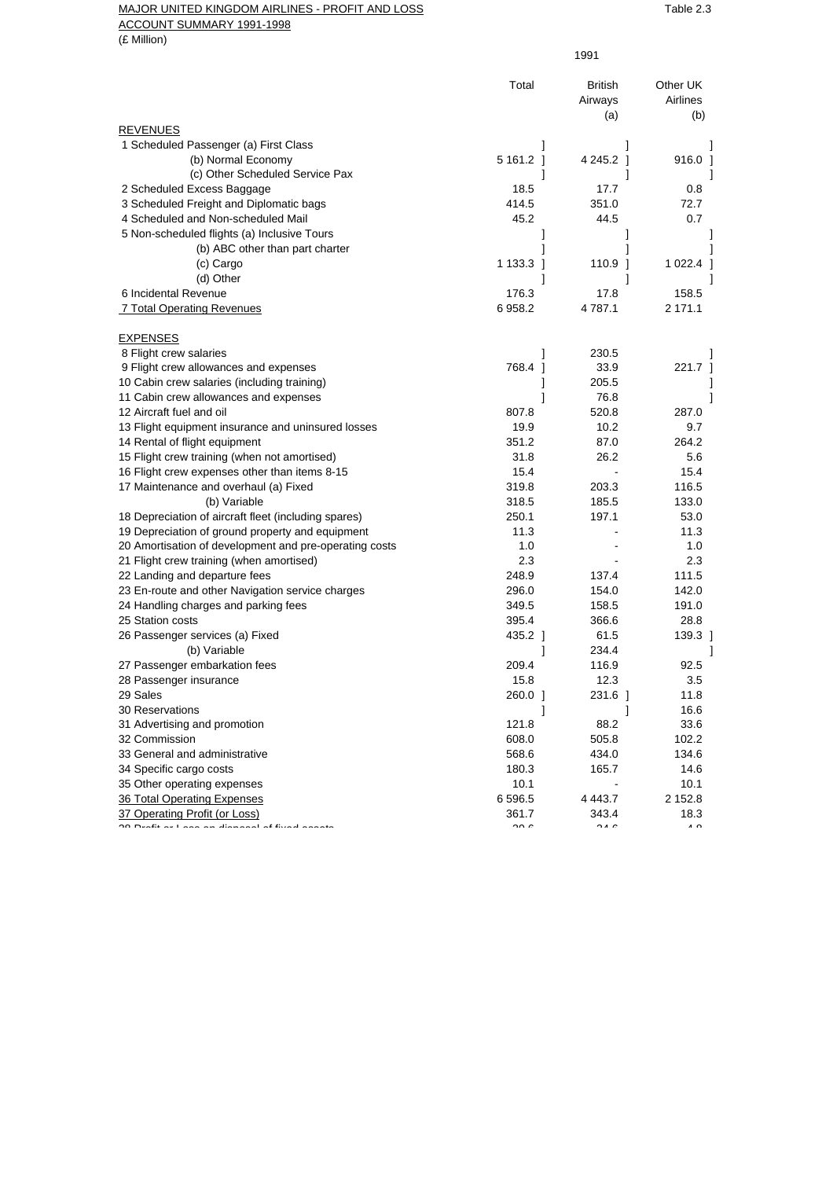MAJOR UNITED KINGDOM AIRLINES - PROFIT AND LOSS ACCOUNT SUMMARY 1991-1998

(£ Million)

Table 2.3

| | 1991 | | |
|---|---|---|---|
| | Total | British Airways (a) | Other UK Airlines (b) |
| **REVENUES** | | | |
| 1 Scheduled Passenger (a) First Class | ] | ] | ] |
| (b) Normal Economy | 5 161.2 ] | 4 245.2 ] | 916.0 ] |
| (c) Other Scheduled Service Pax | ] | ] | ] |
| 2 Scheduled Excess Baggage | 18.5 | 17.7 | 0.8 |
| 3 Scheduled Freight and Diplomatic bags | 414.5 | 351.0 | 72.7 |
| 4 Scheduled and Non-scheduled Mail | 45.2 | 44.5 | 0.7 |
| 5 Non-scheduled flights (a) Inclusive Tours | ] | ] | ] |
| (b) ABC other than part charter | ] | ] | ] |
| (c) Cargo | 1 133.3 ] | 110.9 ] | 1 022.4 ] |
| (d) Other | ] | ] | ] |
| 6 Incidental Revenue | 176.3 | 17.8 | 158.5 |
| 7 Total Operating Revenues | 6 958.2 | 4 787.1 | 2 171.1 |
| **EXPENSES** | | | |
| 8 Flight crew salaries | ] | 230.5 | ] |
| 9 Flight crew allowances and expenses | 768.4 ] | 33.9 | 221.7 ] |
| 10 Cabin crew salaries (including training) | ] | 205.5 | ] |
| 11 Cabin crew allowances and expenses | ] | 76.8 | ] |
| 12 Aircraft fuel and oil | 807.8 | 520.8 | 287.0 |
| 13 Flight equipment insurance and uninsured losses | 19.9 | 10.2 | 9.7 |
| 14 Rental of flight equipment | 351.2 | 87.0 | 264.2 |
| 15 Flight crew training (when not amortised) | 31.8 | 26.2 | 5.6 |
| 16 Flight crew expenses other than items 8-15 | 15.4 | - | 15.4 |
| 17 Maintenance and overhaul (a) Fixed | 319.8 | 203.3 | 116.5 |
| (b) Variable | 318.5 | 185.5 | 133.0 |
| 18 Depreciation of aircraft fleet (including spares) | 250.1 | 197.1 | 53.0 |
| 19 Depreciation of ground property and equipment | 11.3 | - | 11.3 |
| 20 Amortisation of development and pre-operating costs | 1.0 | - | 1.0 |
| 21 Flight crew training (when amortised) | 2.3 | - | 2.3 |
| 22 Landing and departure fees | 248.9 | 137.4 | 111.5 |
| 23 En-route and other Navigation service charges | 296.0 | 154.0 | 142.0 |
| 24 Handling charges and parking fees | 349.5 | 158.5 | 191.0 |
| 25 Station costs | 395.4 | 366.6 | 28.8 |
| 26 Passenger services (a) Fixed | 435.2 ] | 61.5 | 139.3 ] |
| (b) Variable | ] | 234.4 | ] |
| 27 Passenger embarkation fees | 209.4 | 116.9 | 92.5 |
| 28 Passenger insurance | 15.8 | 12.3 | 3.5 |
| 29 Sales | 260.0 ] | 231.6 ] | 11.8 |
| 30 Reservations | ] | ] | 16.6 |
| 31 Advertising and promotion | 121.8 | 88.2 | 33.6 |
| 32 Commission | 608.0 | 505.8 | 102.2 |
| 33 General and administrative | 568.6 | 434.0 | 134.6 |
| 34 Specific cargo costs | 180.3 | 165.7 | 14.6 |
| 35 Other operating expenses | 10.1 | - | 10.1 |
| 36 Total Operating Expenses | 6 596.5 | 4 443.7 | 2 152.8 |
| 37 Operating Profit (or Loss) | 361.7 | 343.4 | 18.3 |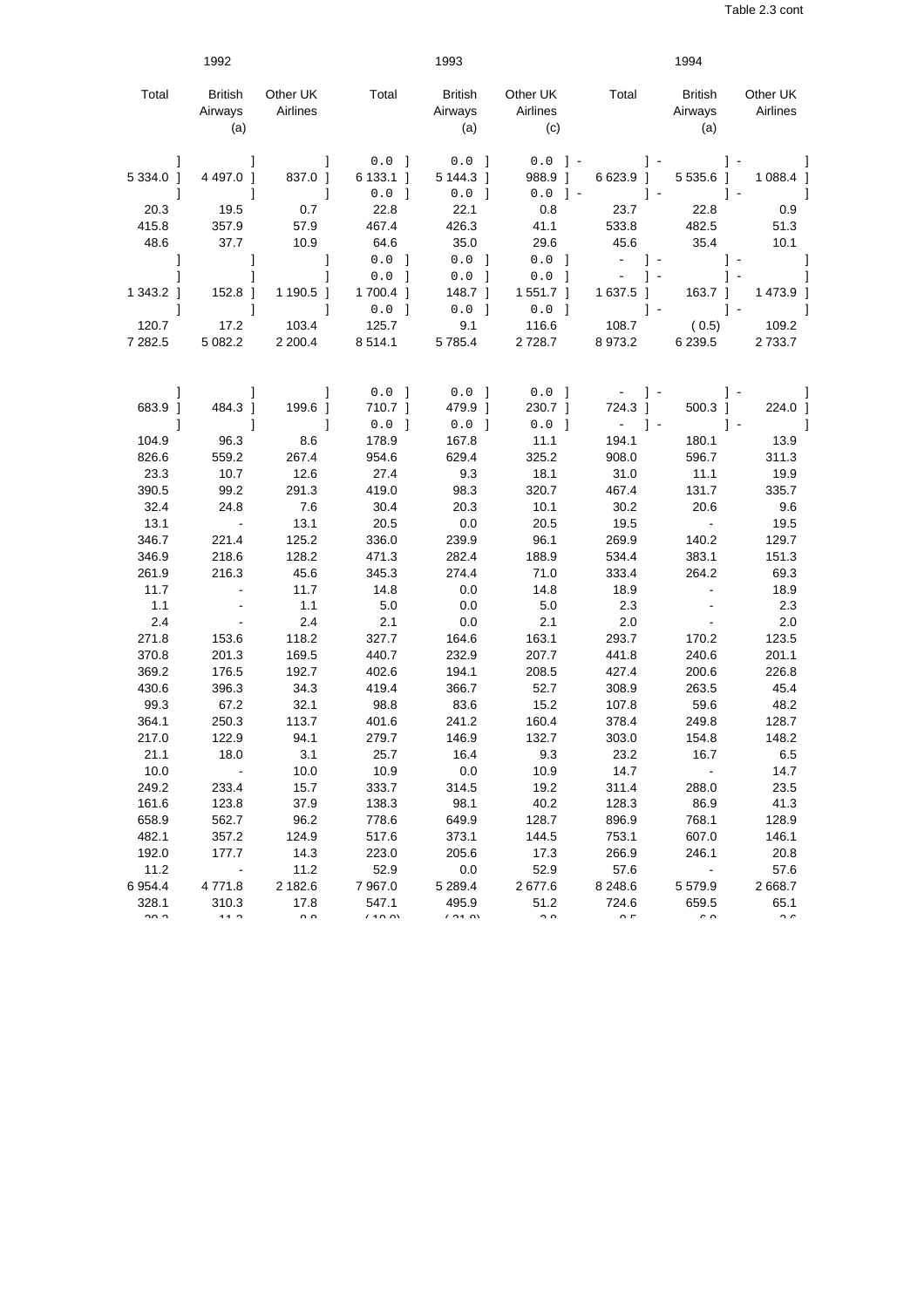Table 2.3 cont

| 1992 | | | 1993 | | | 1994 | | |
|---|---|---|---|---|---|---|---|---|
| Total | British Airways (a) | Other UK Airlines | Total | British Airways (a) | Other UK Airlines (c) | Total | British Airways (a) | Other UK Airlines |
| ] | ] | ] | 0.0 ] | 0.0 ] | 0.0 ] | - ] | - ] | - ] |
| 5 334.0 ] | 4 497.0 ] | 837.0 ] | 6 133.1 ] | 5 144.3 ] | 988.9 ] | 6 623.9 ] | 5 535.6 ] | 1 088.4 ] |
| ] | ] | ] | 0.0 ] | 0.0 ] | 0.0 ] | - ] | - ] | - ] |
| 20.3 | 19.5 | 0.7 | 22.8 | 22.1 | 0.8 | 23.7 | 22.8 | 0.9 |
| 415.8 | 357.9 | 57.9 | 467.4 | 426.3 | 41.1 | 533.8 | 482.5 | 51.3 |
| 48.6 | 37.7 | 10.9 | 64.6 | 35.0 | 29.6 | 45.6 | 35.4 | 10.1 |
| ] | ] | ] | 0.0 ] | 0.0 ] | 0.0 ] | - ] | - ] | - ] |
| ] | ] | ] | 0.0 ] | 0.0 ] | 0.0 ] | - ] | - ] | - ] |
| 1 343.2 ] | 152.8 ] | 1 190.5 ] | 1 700.4 ] | 148.7 ] | 1 551.7 ] | 1 637.5 ] | 163.7 ] | 1 473.9 ] |
| ] | ] | ] | 0.0 ] | 0.0 ] | 0.0 ] | - ] | - ] | - ] |
| 120.7 | 17.2 | 103.4 | 125.7 | 9.1 | 116.6 | 108.7 | ( 0.5) | 109.2 |
| 7 282.5 | 5 082.2 | 2 200.4 | 8 514.1 | 5 785.4 | 2 728.7 | 8 973.2 | 6 239.5 | 2 733.7 |
| | | | | | | | | |
| ] | ] | ] | 0.0 ] | 0.0 ] | 0.0 ] | - ] | - ] | - ] |
| 683.9 ] | 484.3 ] | 199.6 ] | 710.7 ] | 479.9 ] | 230.7 ] | 724.3 ] | 500.3 ] | 224.0 ] |
| ] | ] | ] | 0.0 ] | 0.0 ] | 0.0 ] | - ] | - ] | - ] |
| 104.9 | 96.3 | 8.6 | 178.9 | 167.8 | 11.1 | 194.1 | 180.1 | 13.9 |
| 826.6 | 559.2 | 267.4 | 954.6 | 629.4 | 325.2 | 908.0 | 596.7 | 311.3 |
| 23.3 | 10.7 | 12.6 | 27.4 | 9.3 | 18.1 | 31.0 | 11.1 | 19.9 |
| 390.5 | 99.2 | 291.3 | 419.0 | 98.3 | 320.7 | 467.4 | 131.7 | 335.7 |
| 32.4 | 24.8 | 7.6 | 30.4 | 20.3 | 10.1 | 30.2 | 20.6 | 9.6 |
| 13.1 | - | 13.1 | 20.5 | 0.0 | 20.5 | 19.5 | - | 19.5 |
| 346.7 | 221.4 | 125.2 | 336.0 | 239.9 | 96.1 | 269.9 | 140.2 | 129.7 |
| 346.9 | 218.6 | 128.2 | 471.3 | 282.4 | 188.9 | 534.4 | 383.1 | 151.3 |
| 261.9 | 216.3 | 45.6 | 345.3 | 274.4 | 71.0 | 333.4 | 264.2 | 69.3 |
| 11.7 | - | 11.7 | 14.8 | 0.0 | 14.8 | 18.9 | - | 18.9 |
| 1.1 | - | 1.1 | 5.0 | 0.0 | 5.0 | 2.3 | - | 2.3 |
| 2.4 | - | 2.4 | 2.1 | 0.0 | 2.1 | 2.0 | - | 2.0 |
| 271.8 | 153.6 | 118.2 | 327.7 | 164.6 | 163.1 | 293.7 | 170.2 | 123.5 |
| 370.8 | 201.3 | 169.5 | 440.7 | 232.9 | 207.7 | 441.8 | 240.6 | 201.1 |
| 369.2 | 176.5 | 192.7 | 402.6 | 194.1 | 208.5 | 427.4 | 200.6 | 226.8 |
| 430.6 | 396.3 | 34.3 | 419.4 | 366.7 | 52.7 | 308.9 | 263.5 | 45.4 |
| 99.3 | 67.2 | 32.1 | 98.8 | 83.6 | 15.2 | 107.8 | 59.6 | 48.2 |
| 364.1 | 250.3 | 113.7 | 401.6 | 241.2 | 160.4 | 378.4 | 249.8 | 128.7 |
| 217.0 | 122.9 | 94.1 | 279.7 | 146.9 | 132.7 | 303.0 | 154.8 | 148.2 |
| 21.1 | 18.0 | 3.1 | 25.7 | 16.4 | 9.3 | 23.2 | 16.7 | 6.5 |
| 10.0 | - | 10.0 | 10.9 | 0.0 | 10.9 | 14.7 | - | 14.7 |
| 249.2 | 233.4 | 15.7 | 333.7 | 314.5 | 19.2 | 311.4 | 288.0 | 23.5 |
| 161.6 | 123.8 | 37.9 | 138.3 | 98.1 | 40.2 | 128.3 | 86.9 | 41.3 |
| 658.9 | 562.7 | 96.2 | 778.6 | 649.9 | 128.7 | 896.9 | 768.1 | 128.9 |
| 482.1 | 357.2 | 124.9 | 517.6 | 373.1 | 144.5 | 753.1 | 607.0 | 146.1 |
| 192.0 | 177.7 | 14.3 | 223.0 | 205.6 | 17.3 | 266.9 | 246.1 | 20.8 |
| 11.2 | - | 11.2 | 52.9 | 0.0 | 52.9 | 57.6 | - | 57.6 |
| 6 954.4 | 4 771.8 | 2 182.6 | 7 967.0 | 5 289.4 | 2 677.6 | 8 248.6 | 5 579.9 | 2 668.7 |
| 328.1 | 310.3 | 17.8 | 547.1 | 495.9 | 51.2 | 724.6 | 659.5 | 65.1 |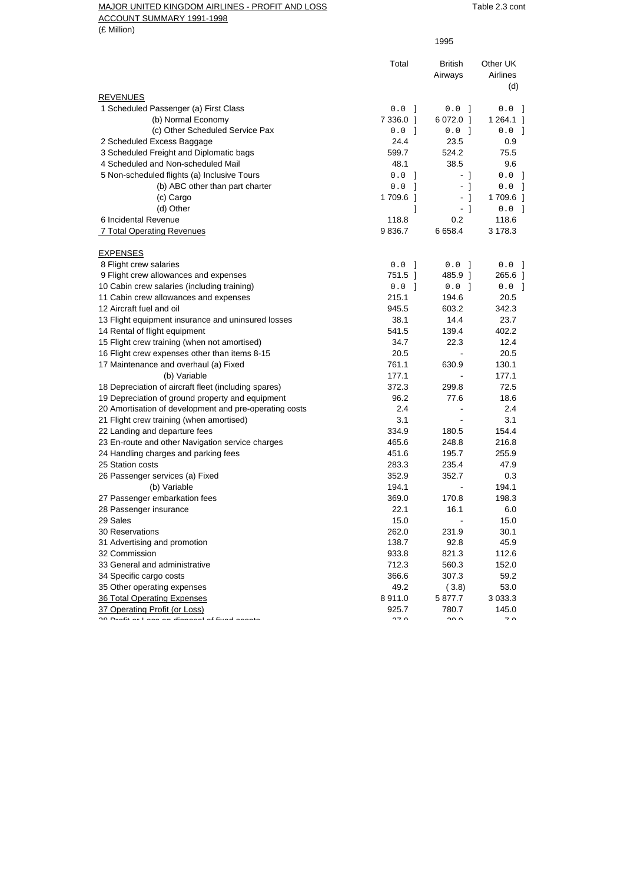MAJOR UNITED KINGDOM AIRLINES - PROFIT AND LOSS ACCOUNT SUMMARY 1991-1998

Table 2.3 cont

(£ Million)

| | 1995 | | |
|---|---|---|---|
| | Total | British Airways | Other UK Airlines (d) |
| **REVENUES** | | | |
| 1 Scheduled Passenger (a) First Class | 0.0 ] | 0.0 ] | 0.0 ] |
| (b) Normal Economy | 7 336.0 ] | 6 072.0 ] | 1 264.1 ] |
| (c) Other Scheduled Service Pax | 0.0 ] | 0.0 ] | 0.0 ] |
| 2 Scheduled Excess Baggage | 24.4 | 23.5 | 0.9 |
| 3 Scheduled Freight and Diplomatic bags | 599.7 | 524.2 | 75.5 |
| 4 Scheduled and Non-scheduled Mail | 48.1 | 38.5 | 9.6 |
| 5 Non-scheduled flights (a) Inclusive Tours | 0.0 ] | - ] | 0.0 ] |
| (b) ABC other than part charter | 0.0 ] | - ] | 0.0 ] |
| (c) Cargo | 1 709.6 ] | - ] | 1 709.6 ] |
| (d) Other | ] | - ] | 0.0 ] |
| 6 Incidental Revenue | 118.8 | 0.2 | 118.6 |
| 7 Total Operating Revenues | 9 836.7 | 6 658.4 | 3 178.3 |
| **EXPENSES** | | | |
| 8 Flight crew salaries | 0.0 ] | 0.0 ] | 0.0 ] |
| 9 Flight crew allowances and expenses | 751.5 ] | 485.9 ] | 265.6 ] |
| 10 Cabin crew salaries (including training) | 0.0 ] | 0.0 ] | 0.0 ] |
| 11 Cabin crew allowances and expenses | 215.1 | 194.6 | 20.5 |
| 12 Aircraft fuel and oil | 945.5 | 603.2 | 342.3 |
| 13 Flight equipment insurance and uninsured losses | 38.1 | 14.4 | 23.7 |
| 14 Rental of flight equipment | 541.5 | 139.4 | 402.2 |
| 15 Flight crew training (when not amortised) | 34.7 | 22.3 | 12.4 |
| 16 Flight crew expenses other than items 8-15 | 20.5 | - | 20.5 |
| 17 Maintenance and overhaul (a) Fixed | 761.1 | 630.9 | 130.1 |
| (b) Variable | 177.1 | - | 177.1 |
| 18 Depreciation of aircraft fleet (including spares) | 372.3 | 299.8 | 72.5 |
| 19 Depreciation of ground property and equipment | 96.2 | 77.6 | 18.6 |
| 20 Amortisation of development and pre-operating costs | 2.4 | - | 2.4 |
| 21 Flight crew training (when amortised) | 3.1 | - | 3.1 |
| 22 Landing and departure fees | 334.9 | 180.5 | 154.4 |
| 23 En-route and other Navigation service charges | 465.6 | 248.8 | 216.8 |
| 24 Handling charges and parking fees | 451.6 | 195.7 | 255.9 |
| 25 Station costs | 283.3 | 235.4 | 47.9 |
| 26 Passenger services (a) Fixed | 352.9 | 352.7 | 0.3 |
| (b) Variable | 194.1 | - | 194.1 |
| 27 Passenger embarkation fees | 369.0 | 170.8 | 198.3 |
| 28 Passenger insurance | 22.1 | 16.1 | 6.0 |
| 29 Sales | 15.0 | - | 15.0 |
| 30 Reservations | 262.0 | 231.9 | 30.1 |
| 31 Advertising and promotion | 138.7 | 92.8 | 45.9 |
| 32 Commission | 933.8 | 821.3 | 112.6 |
| 33 General and administrative | 712.3 | 560.3 | 152.0 |
| 34 Specific cargo costs | 366.6 | 307.3 | 59.2 |
| 35 Other operating expenses | 49.2 | ( 3.8) | 53.0 |
| 36 Total Operating Expenses | 8 911.0 | 5 877.7 | 3 033.3 |
| 37 Operating Profit (or Loss) | 925.7 | 780.7 | 145.0 |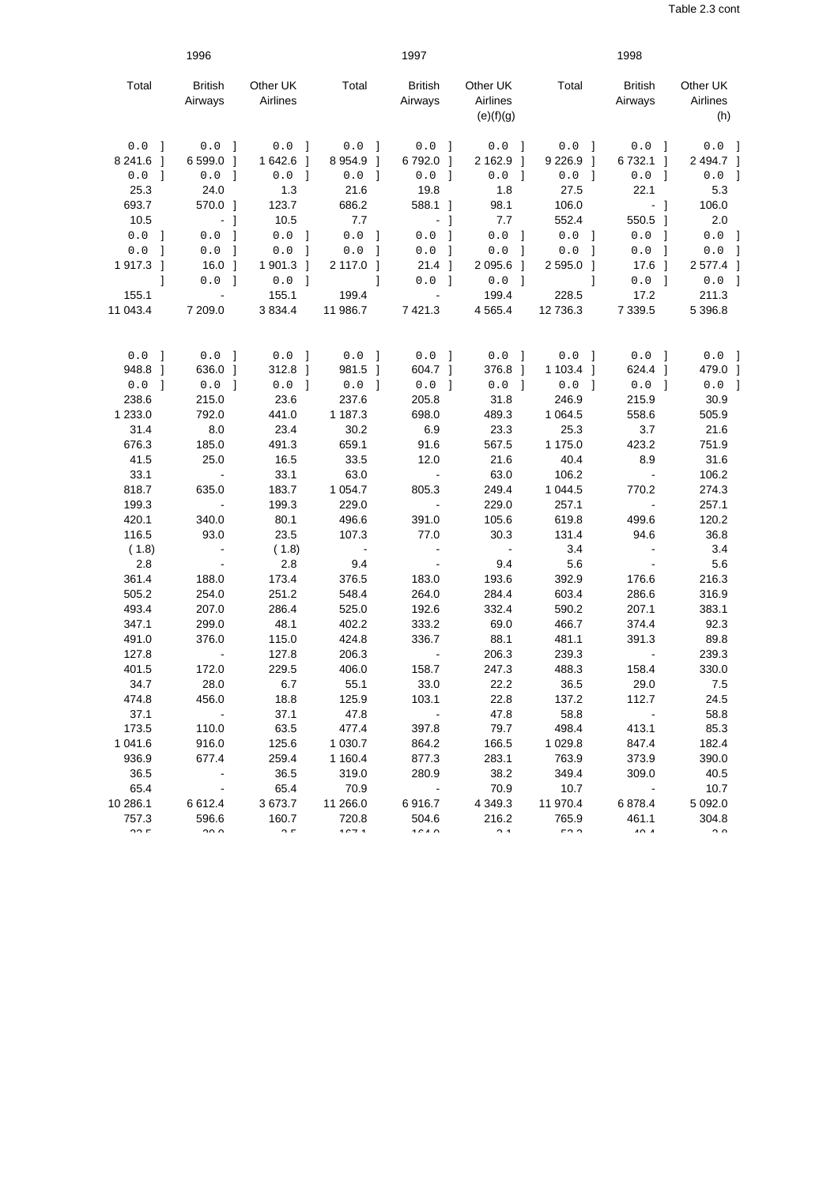Table 2.3 cont

| 1996 | | | 1997 | | | 1998 | | |
|---|---|---|---|---|---|---|---|---|
| Total | British Airways | Other UK Airlines | Total | British Airways | Other UK Airlines (e)(f)(g) | Total | British Airways | Other UK Airlines (h) |
| 0.0 ] | 0.0 ] | 0.0 ] | 0.0 ] | 0.0 ] | 0.0 ] | 0.0 ] | 0.0 ] | 0.0 ] |
| 8 241.6 ] | 6 599.0 ] | 1 642.6 ] | 8 954.9 ] | 6 792.0 ] | 2 162.9 ] | 9 226.9 ] | 6 732.1 ] | 2 494.7 ] |
| 0.0 ] | 0.0 ] | 0.0 ] | 0.0 ] | 0.0 ] | 0.0 ] | 0.0 ] | 0.0 ] | 0.0 ] |
| 25.3 | 24.0 | 1.3 | 21.6 | 19.8 | 1.8 | 27.5 | 22.1 | 5.3 |
| 693.7 | 570.0 ] | 123.7 | 686.2 | 588.1 ] | 98.1 | 106.0 | - ] | 106.0 |
| 10.5 | - ] | 10.5 | 7.7 | - ] | 7.7 | 552.4 | 550.5 ] | 2.0 |
| 0.0 ] | 0.0 ] | 0.0 ] | 0.0 ] | 0.0 ] | 0.0 ] | 0.0 ] | 0.0 ] | 0.0 ] |
| 0.0 ] | 0.0 ] | 0.0 ] | 0.0 ] | 0.0 ] | 0.0 ] | 0.0 ] | 0.0 ] | 0.0 ] |
| 1 917.3 ] | 16.0 ] | 1 901.3 ] | 2 117.0 ] | 21.4 ] | 2 095.6 ] | 2 595.0 ] | 17.6 ] | 2 577.4 ] |
| ] | 0.0 ] | 0.0 ] | ] | 0.0 ] | 0.0 ] | ] | 0.0 ] | 0.0 ] |
| 155.1 | - | 155.1 | 199.4 | - | 199.4 | 228.5 | 17.2 | 211.3 |
| 11 043.4 | 7 209.0 | 3 834.4 | 11 986.7 | 7 421.3 | 4 565.4 | 12 736.3 | 7 339.5 | 5 396.8 |
| | | | | | | | | |
| 0.0 ] | 0.0 ] | 0.0 ] | 0.0 ] | 0.0 ] | 0.0 ] | 0.0 ] | 0.0 ] | 0.0 ] |
| 948.8 ] | 636.0 ] | 312.8 ] | 981.5 ] | 604.7 ] | 376.8 ] | 1 103.4 ] | 624.4 ] | 479.0 ] |
| 0.0 ] | 0.0 ] | 0.0 ] | 0.0 ] | 0.0 ] | 0.0 ] | 0.0 ] | 0.0 ] | 0.0 ] |
| 238.6 | 215.0 | 23.6 | 237.6 | 205.8 | 31.8 | 246.9 | 215.9 | 30.9 |
| 1 233.0 | 792.0 | 441.0 | 1 187.3 | 698.0 | 489.3 | 1 064.5 | 558.6 | 505.9 |
| 31.4 | 8.0 | 23.4 | 30.2 | 6.9 | 23.3 | 25.3 | 3.7 | 21.6 |
| 676.3 | 185.0 | 491.3 | 659.1 | 91.6 | 567.5 | 1 175.0 | 423.2 | 751.9 |
| 41.5 | 25.0 | 16.5 | 33.5 | 12.0 | 21.6 | 40.4 | 8.9 | 31.6 |
| 33.1 | - | 33.1 | 63.0 | - | 63.0 | 106.2 | - | 106.2 |
| 818.7 | 635.0 | 183.7 | 1 054.7 | 805.3 | 249.4 | 1 044.5 | 770.2 | 274.3 |
| 199.3 | - | 199.3 | 229.0 | - | 229.0 | 257.1 | - | 257.1 |
| 420.1 | 340.0 | 80.1 | 496.6 | 391.0 | 105.6 | 619.8 | 499.6 | 120.2 |
| 116.5 | 93.0 | 23.5 | 107.3 | 77.0 | 30.3 | 131.4 | 94.6 | 36.8 |
| ( 1.8) | - | ( 1.8) | - | - | - | 3.4 | - | 3.4 |
| 2.8 | - | 2.8 | 9.4 | - | 9.4 | 5.6 | - | 5.6 |
| 361.4 | 188.0 | 173.4 | 376.5 | 183.0 | 193.6 | 392.9 | 176.6 | 216.3 |
| 505.2 | 254.0 | 251.2 | 548.4 | 264.0 | 284.4 | 603.4 | 286.6 | 316.9 |
| 493.4 | 207.0 | 286.4 | 525.0 | 192.6 | 332.4 | 590.2 | 207.1 | 383.1 |
| 347.1 | 299.0 | 48.1 | 402.2 | 333.2 | 69.0 | 466.7 | 374.4 | 92.3 |
| 491.0 | 376.0 | 115.0 | 424.8 | 336.7 | 88.1 | 481.1 | 391.3 | 89.8 |
| 127.8 | - | 127.8 | 206.3 | - | 206.3 | 239.3 | - | 239.3 |
| 401.5 | 172.0 | 229.5 | 406.0 | 158.7 | 247.3 | 488.3 | 158.4 | 330.0 |
| 34.7 | 28.0 | 6.7 | 55.1 | 33.0 | 22.2 | 36.5 | 29.0 | 7.5 |
| 474.8 | 456.0 | 18.8 | 125.9 | 103.1 | 22.8 | 137.2 | 112.7 | 24.5 |
| 37.1 | - | 37.1 | 47.8 | - | 47.8 | 58.8 | - | 58.8 |
| 173.5 | 110.0 | 63.5 | 477.4 | 397.8 | 79.7 | 498.4 | 413.1 | 85.3 |
| 1 041.6 | 916.0 | 125.6 | 1 030.7 | 864.2 | 166.5 | 1 029.8 | 847.4 | 182.4 |
| 936.9 | 677.4 | 259.4 | 1 160.4 | 877.3 | 283.1 | 763.9 | 373.9 | 390.0 |
| 36.5 | - | 36.5 | 319.0 | 280.9 | 38.2 | 349.4 | 309.0 | 40.5 |
| 65.4 | - | 65.4 | 70.9 | - | 70.9 | 10.7 | - | 10.7 |
| 10 286.1 | 6 612.4 | 3 673.7 | 11 266.0 | 6 916.7 | 4 349.3 | 11 970.4 | 6 878.4 | 5 092.0 |
| 757.3 | 596.6 | 160.7 | 720.8 | 504.6 | 216.2 | 765.9 | 461.1 | 304.8 |
| 23.5 | 20.0 | 3.5 | 167.1 | 164.0 | 3.1 | 53.2 | 49.4 | 3.8 |